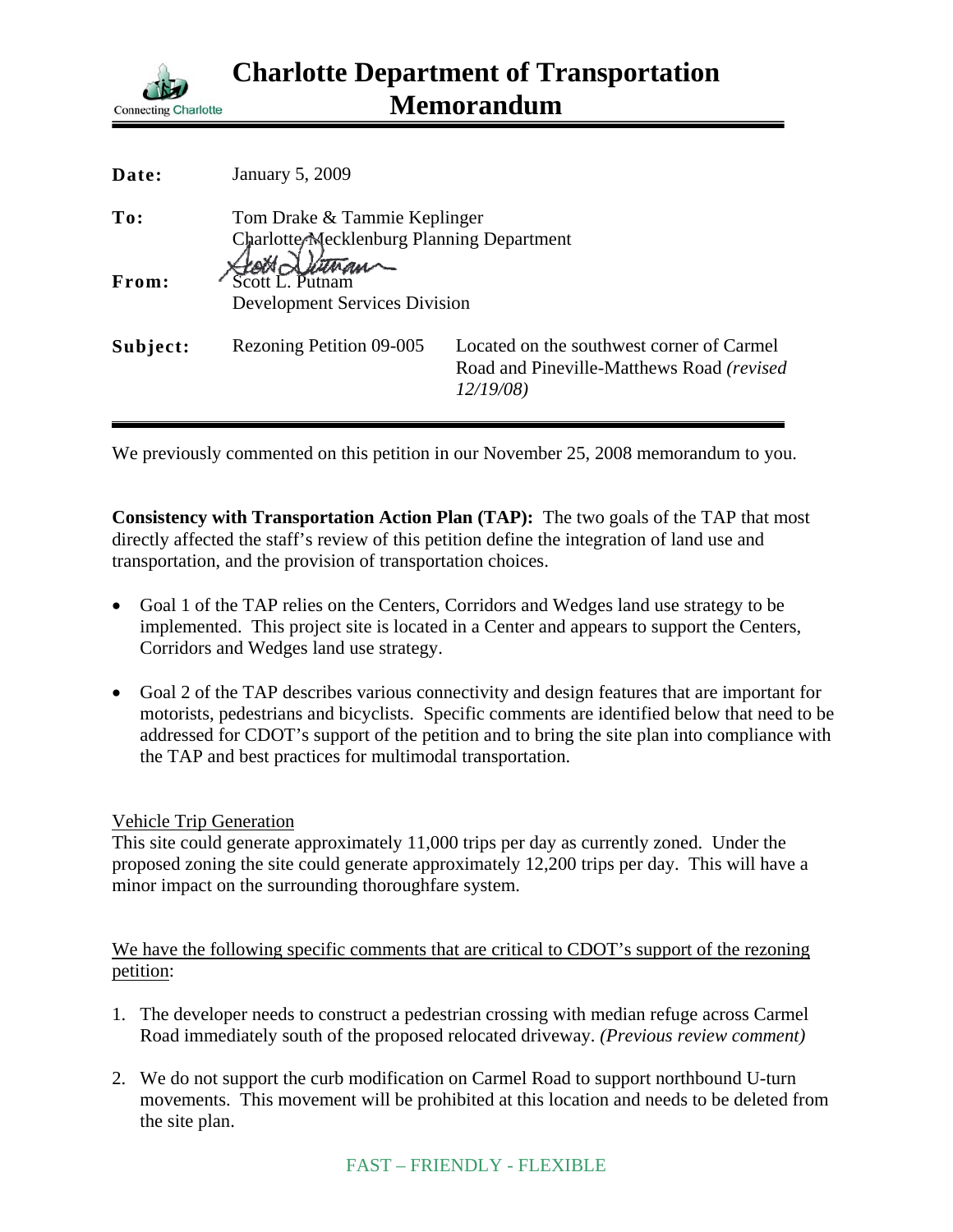# Charlotte Department of Transportation Memorandum

Connecting Charlotte

| | | |
|---|---|---|
| **Date:** | January 5, 2009 | |
| **To:** | Tom Drake & Tammie Keplinger<br>Charlotte-Mecklenburg Planning Department | |
| **From:** | Scott L. Putnam<br>Development Services Division | |
| **Subject:** | Rezoning Petition 09-005 | Located on the southwest corner of Carmel Road and Pineville-Matthews Road *(revised 12/19/08)* |

We previously commented on this petition in our November 25, 2008 memorandum to you.

**Consistency with Transportation Action Plan (TAP):** The two goals of the TAP that most directly affected the staff's review of this petition define the integration of land use and transportation, and the provision of transportation choices.

- Goal 1 of the TAP relies on the Centers, Corridors and Wedges land use strategy to be implemented. This project site is located in a Center and appears to support the Centers, Corridors and Wedges land use strategy.
- Goal 2 of the TAP describes various connectivity and design features that are important for motorists, pedestrians and bicyclists. Specific comments are identified below that need to be addressed for CDOT's support of the petition and to bring the site plan into compliance with the TAP and best practices for multimodal transportation.

Vehicle Trip Generation

This site could generate approximately 11,000 trips per day as currently zoned. Under the proposed zoning the site could generate approximately 12,200 trips per day. This will have a minor impact on the surrounding thoroughfare system.

We have the following specific comments that are critical to CDOT's support of the rezoning petition:

1. The developer needs to construct a pedestrian crossing with median refuge across Carmel Road immediately south of the proposed relocated driveway. *(Previous review comment)*
2. We do not support the curb modification on Carmel Road to support northbound U-turn movements. This movement will be prohibited at this location and needs to be deleted from the site plan.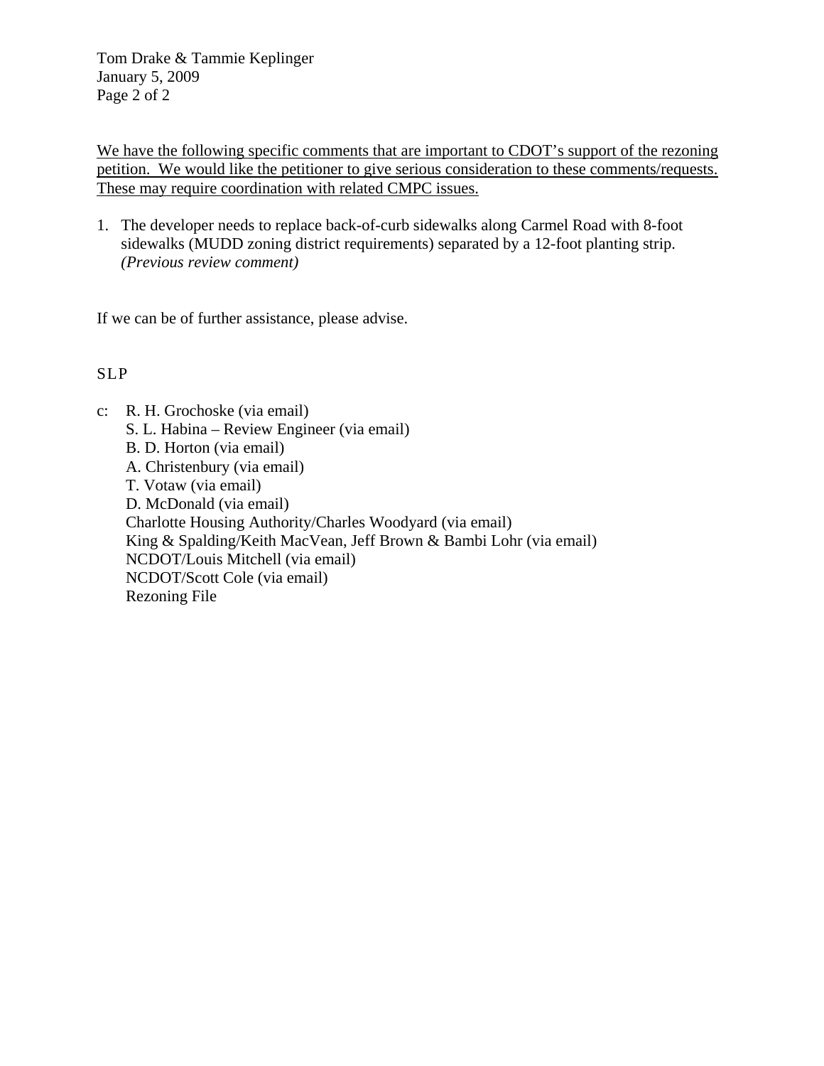<u>We have the following specific comments that are important to CDOT's support of the rezoning petition. We would like the petitioner to give serious consideration to these comments/requests. These may require coordination with related CMPC issues.</u>

1. The developer needs to replace back-of-curb sidewalks along Carmel Road with 8-foot sidewalks (MUDD zoning district requirements) separated by a 12-foot planting strip. *(Previous review comment)*

If we can be of further assistance, please advise.

SLP

c: R. H. Grochoske (via email)
   S. L. Habina – Review Engineer (via email)
   B. D. Horton (via email)
   A. Christenbury (via email)
   T. Votaw (via email)
   D. McDonald (via email)
   Charlotte Housing Authority/Charles Woodyard (via email)
   King & Spalding/Keith MacVean, Jeff Brown & Bambi Lohr (via email)
   NCDOT/Louis Mitchell (via email)
   NCDOT/Scott Cole (via email)
   Rezoning File